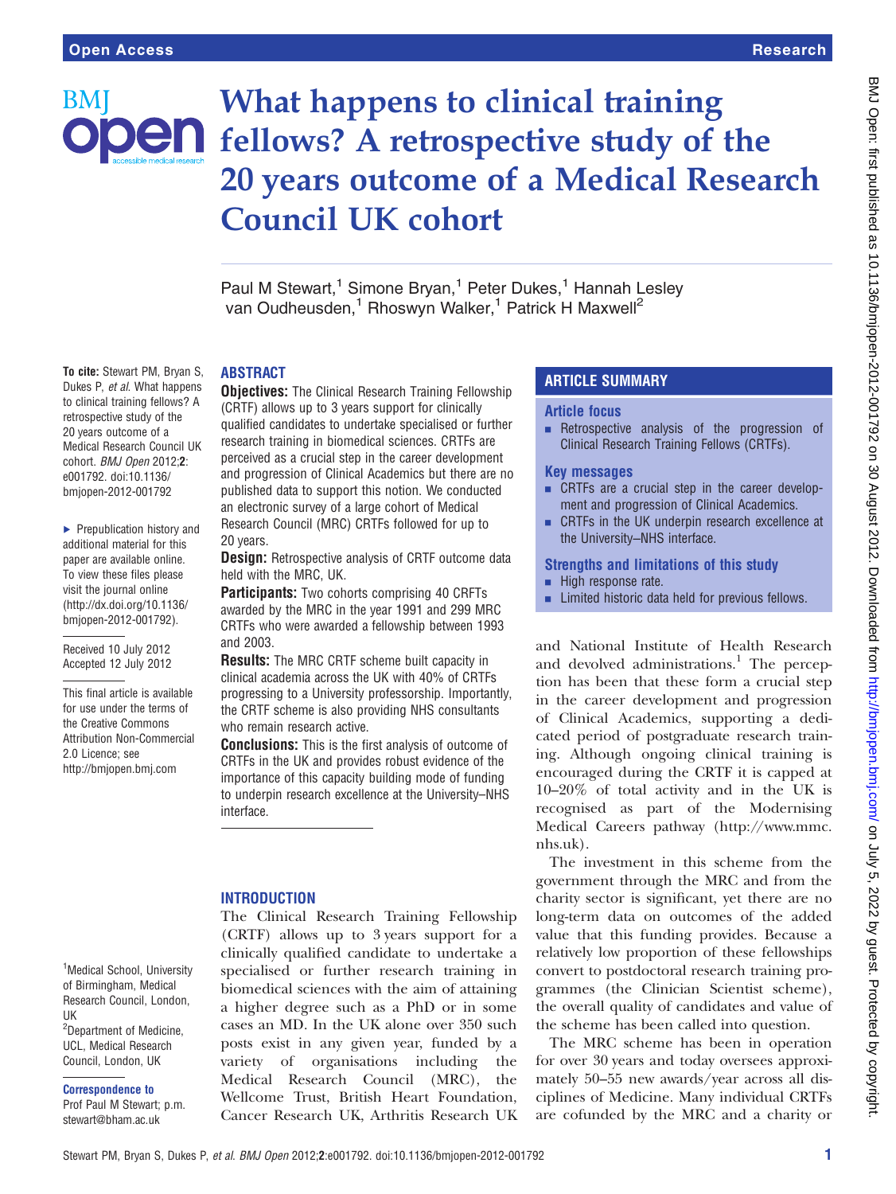# What happens to clinical training fellows? A retrospective study of the 20 years outcome of a Medical Research Council UK cohort

Paul M Stewart,[1] Simone Bryan,[1] Peter Dukes,[1] Hannah Lesley van Oudheusden,[1] Rhoswyn Walker,[1] Patrick H Maxwell[2]

**To cite:** Stewart PM, Bryan S, Dukes P, *et al*. What happens to clinical training fellows? A retrospective study of the 20 years outcome of a Medical Research Council UK cohort. *BMJ Open* 2012;**2**: e001792. doi:10.1136/bmjopen-2012-001792

► Prepublication history and additional material for this paper are available online. To view these files please visit the journal online (http://dx.doi.org/10.1136/bmjopen-2012-001792).

Received 10 July 2012
Accepted 12 July 2012

This final article is available for use under the terms of the Creative Commons Attribution Non-Commercial 2.0 Licence; see http://bmjopen.bmj.com

[1]Medical School, University of Birmingham, Medical Research Council, London, UK
[2]Department of Medicine, UCL, Medical Research Council, London, UK

**Correspondence to**
Prof Paul M Stewart; p.m.stewart@bham.ac.uk

## ABSTRACT

**Objectives:** The Clinical Research Training Fellowship (CRTF) allows up to 3 years support for clinically qualified candidates to undertake specialised or further research training in biomedical sciences. CRTFs are perceived as a crucial step in the career development and progression of Clinical Academics but there are no published data to support this notion. We conducted an electronic survey of a large cohort of Medical Research Council (MRC) CRTFs followed for up to 20 years.

**Design:** Retrospective analysis of CRTF outcome data held with the MRC, UK.

**Participants:** Two cohorts comprising 40 CRFTs awarded by the MRC in the year 1991 and 299 MRC CRTFs who were awarded a fellowship between 1993 and 2003.

**Results:** The MRC CRTF scheme built capacity in clinical academia across the UK with 40% of CRTFs progressing to a University professorship. Importantly, the CRTF scheme is also providing NHS consultants who remain research active.

**Conclusions:** This is the first analysis of outcome of CRTFs in the UK and provides robust evidence of the importance of this capacity building mode of funding to underpin research excellence at the University–NHS interface.

## ARTICLE SUMMARY

### Article focus

- Retrospective analysis of the progression of Clinical Research Training Fellows (CRTFs).

### Key messages

- CRTFs are a crucial step in the career development and progression of Clinical Academics.
- CRTFs in the UK underpin research excellence at the University–NHS interface.

### Strengths and limitations of this study

- High response rate.
- Limited historic data held for previous fellows.

## INTRODUCTION

The Clinical Research Training Fellowship (CRTF) allows up to 3 years support for a clinically qualified candidate to undertake a specialised or further research training in biomedical sciences with the aim of attaining a higher degree such as a PhD or in some cases an MD. In the UK alone over 350 such posts exist in any given year, funded by a variety of organisations including the Medical Research Council (MRC), the Wellcome Trust, British Heart Foundation, Cancer Research UK, Arthritis Research UK and National Institute of Health Research and devolved administrations.[1] The perception has been that these form a crucial step in the career development and progression of Clinical Academics, supporting a dedicated period of postgraduate research training. Although ongoing clinical training is encouraged during the CRTF it is capped at 10–20% of total activity and in the UK is recognised as part of the Modernising Medical Careers pathway (http://www.mmc.nhs.uk).

The investment in this scheme from the government through the MRC and from the charity sector is significant, yet there are no long-term data on outcomes of the added value that this funding provides. Because a relatively low proportion of these fellowships convert to postdoctoral research training programmes (the Clinician Scientist scheme), the overall quality of candidates and value of the scheme has been called into question.

The MRC scheme has been in operation for over 30 years and today oversees approximately 50–55 new awards/year across all disciplines of Medicine. Many individual CRTFs are cofunded by the MRC and a charity or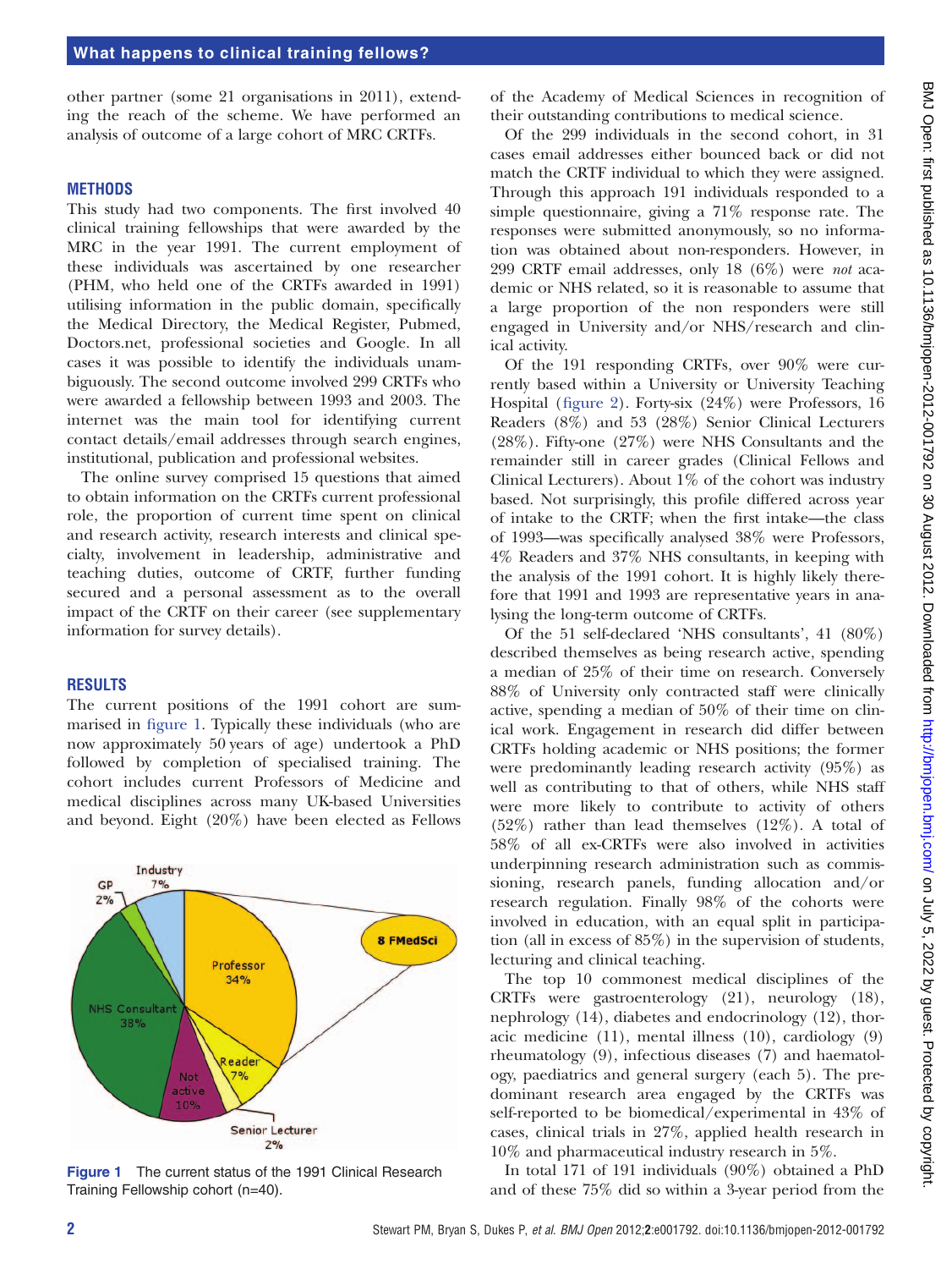other partner (some 21 organisations in 2011), extending the reach of the scheme. We have performed an analysis of outcome of a large cohort of MRC CRTFs.

## METHODS

This study had two components. The first involved 40 clinical training fellowships that were awarded by the MRC in the year 1991. The current employment of these individuals was ascertained by one researcher (PHM, who held one of the CRTFs awarded in 1991) utilising information in the public domain, specifically the Medical Directory, the Medical Register, Pubmed, Doctors.net, professional societies and Google. In all cases it was possible to identify the individuals unambiguously. The second outcome involved 299 CRTFs who were awarded a fellowship between 1993 and 2003. The internet was the main tool for identifying current contact details/email addresses through search engines, institutional, publication and professional websites.

The online survey comprised 15 questions that aimed to obtain information on the CRTFs current professional role, the proportion of current time spent on clinical and research activity, research interests and clinical specialty, involvement in leadership, administrative and teaching duties, outcome of CRTF, further funding secured and a personal assessment as to the overall impact of the CRTF on their career (see supplementary information for survey details).

## RESULTS

The current positions of the 1991 cohort are summarised in figure 1. Typically these individuals (who are now approximately 50 years of age) undertook a PhD followed by completion of specialised training. The cohort includes current Professors of Medicine and medical disciplines across many UK-based Universities and beyond. Eight (20%) have been elected as Fellows of the Academy of Medical Sciences in recognition of their outstanding contributions to medical science.

Figure 1 The current status of the 1991 Clinical Research Training Fellowship cohort (n=40).

Of the 299 individuals in the second cohort, in 31 cases email addresses either bounced back or did not match the CRTF individual to which they were assigned. Through this approach 191 individuals responded to a simple questionnaire, giving a 71% response rate. The responses were submitted anonymously, so no information was obtained about non-responders. However, in 299 CRTF email addresses, only 18 (6%) were *not* academic or NHS related, so it is reasonable to assume that a large proportion of the non responders were still engaged in University and/or NHS/research and clinical activity.

Of the 191 responding CRTFs, over 90% were currently based within a University or University Teaching Hospital (figure 2). Forty-six (24%) were Professors, 16 Readers (8%) and 53 (28%) Senior Clinical Lecturers (28%). Fifty-one (27%) were NHS Consultants and the remainder still in career grades (Clinical Fellows and Clinical Lecturers). About 1% of the cohort was industry based. Not surprisingly, this profile differed across year of intake to the CRTF; when the first intake—the class of 1993—was specifically analysed 38% were Professors, 4% Readers and 37% NHS consultants, in keeping with the analysis of the 1991 cohort. It is highly likely therefore that 1991 and 1993 are representative years in analysing the long-term outcome of CRTFs.

Of the 51 self-declared 'NHS consultants', 41 (80%) described themselves as being research active, spending a median of 25% of their time on research. Conversely 88% of University only contracted staff were clinically active, spending a median of 50% of their time on clinical work. Engagement in research did differ between CRTFs holding academic or NHS positions; the former were predominantly leading research activity (95%) as well as contributing to that of others, while NHS staff were more likely to contribute to activity of others (52%) rather than lead themselves (12%). A total of 58% of all ex-CRTFs were also involved in activities underpinning research administration such as commissioning, research panels, funding allocation and/or research regulation. Finally 98% of the cohorts were involved in education, with an equal split in participation (all in excess of 85%) in the supervision of students, lecturing and clinical teaching.

The top 10 commonest medical disciplines of the CRTFs were gastroenterology (21), neurology (18), nephrology (14), diabetes and endocrinology (12), thoracic medicine (11), mental illness (10), cardiology (9) rheumatology (9), infectious diseases (7) and haematology, paediatrics and general surgery (each 5). The predominant research area engaged by the CRTFs was self-reported to be biomedical/experimental in 43% of cases, clinical trials in 27%, applied health research in 10% and pharmaceutical industry research in 5%.

In total 171 of 191 individuals (90%) obtained a PhD and of these 75% did so within a 3-year period from the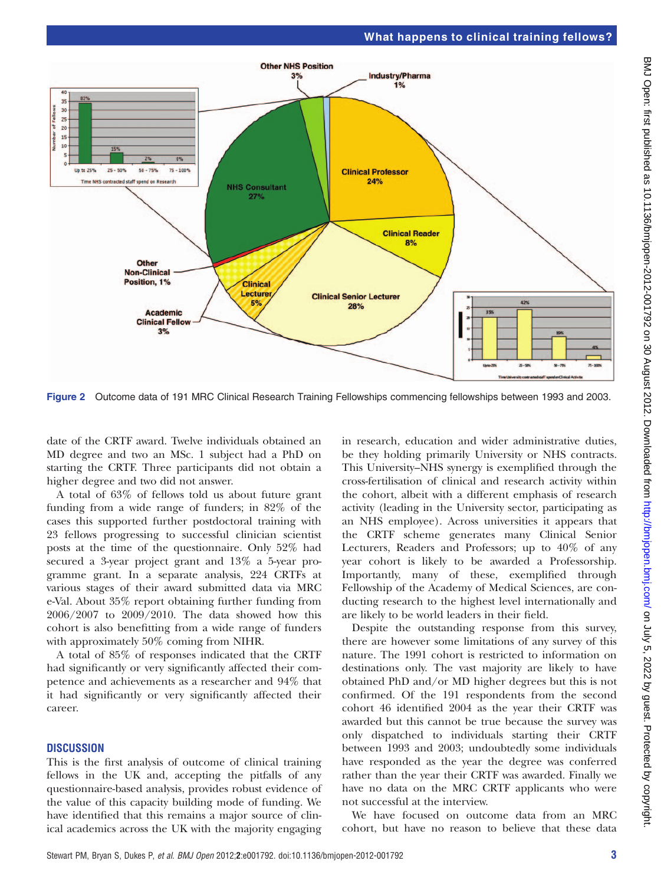Figure 2 Outcome data of 191 MRC Clinical Research Training Fellowships commencing fellowships between 1993 and 2003.

date of the CRTF award. Twelve individuals obtained an MD degree and two an MSc. 1 subject had a PhD on starting the CRTF. Three participants did not obtain a higher degree and two did not answer.

A total of 63% of fellows told us about future grant funding from a wide range of funders; in 82% of the cases this supported further postdoctoral training with 23 fellows progressing to successful clinician scientist posts at the time of the questionnaire. Only 52% had secured a 3-year project grant and 13% a 5-year programme grant. In a separate analysis, 224 CRTFs at various stages of their award submitted data via MRC e-Val. About 35% report obtaining further funding from 2006/2007 to 2009/2010. The data showed how this cohort is also benefitting from a wide range of funders with approximately 50% coming from NIHR.

A total of 85% of responses indicated that the CRTF had significantly or very significantly affected their competence and achievements as a researcher and 94% that it had significantly or very significantly affected their career.

## DISCUSSION

This is the first analysis of outcome of clinical training fellows in the UK and, accepting the pitfalls of any questionnaire-based analysis, provides robust evidence of the value of this capacity building mode of funding. We have identified that this remains a major source of clinical academics across the UK with the majority engaging in research, education and wider administrative duties, be they holding primarily University or NHS contracts. This University–NHS synergy is exemplified through the cross-fertilisation of clinical and research activity within the cohort, albeit with a different emphasis of research activity (leading in the University sector, participating as an NHS employee). Across universities it appears that the CRTF scheme generates many Clinical Senior Lecturers, Readers and Professors; up to 40% of any year cohort is likely to be awarded a Professorship. Importantly, many of these, exemplified through Fellowship of the Academy of Medical Sciences, are conducting research to the highest level internationally and are likely to be world leaders in their field.

Despite the outstanding response from this survey, there are however some limitations of any survey of this nature. The 1991 cohort is restricted to information on destinations only. The vast majority are likely to have obtained PhD and/or MD higher degrees but this is not confirmed. Of the 191 respondents from the second cohort 46 identified 2004 as the year their CRTF was awarded but this cannot be true because the survey was only dispatched to individuals starting their CRTF between 1993 and 2003; undoubtedly some individuals have responded as the year the degree was conferred rather than the year their CRTF was awarded. Finally we have no data on the MRC CRTF applicants who were not successful at the interview.

We have focused on outcome data from an MRC cohort, but have no reason to believe that these data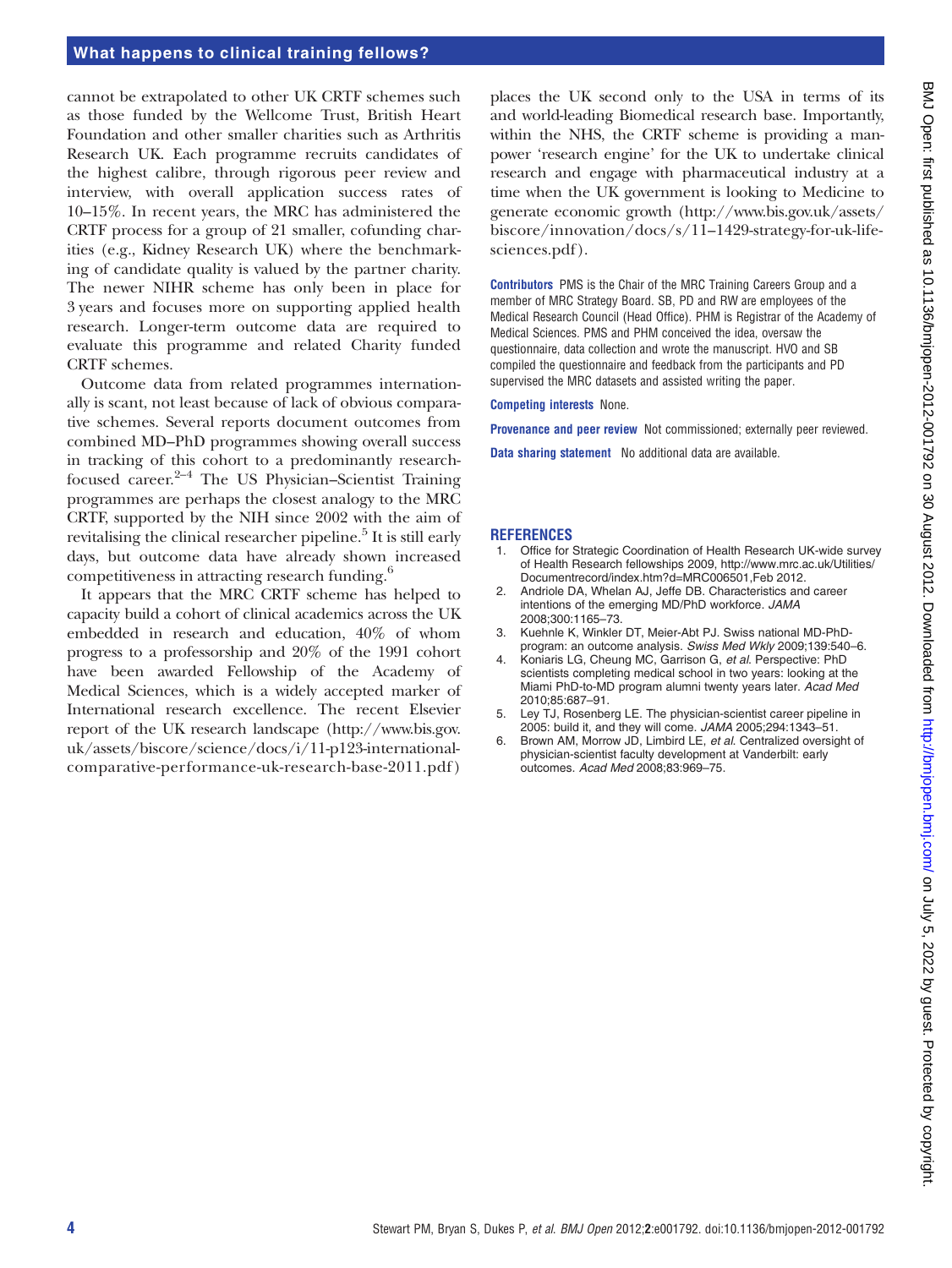cannot be extrapolated to other UK CRTF schemes such as those funded by the Wellcome Trust, British Heart Foundation and other smaller charities such as Arthritis Research UK. Each programme recruits candidates of the highest calibre, through rigorous peer review and interview, with overall application success rates of 10–15%. In recent years, the MRC has administered the CRTF process for a group of 21 smaller, cofunding charities (e.g., Kidney Research UK) where the benchmarking of candidate quality is valued by the partner charity. The newer NIHR scheme has only been in place for 3 years and focuses more on supporting applied health research. Longer-term outcome data are required to evaluate this programme and related Charity funded CRTF schemes.

Outcome data from related programmes internationally is scant, not least because of lack of obvious comparative schemes. Several reports document outcomes from combined MD–PhD programmes showing overall success in tracking of this cohort to a predominantly research-focused career.[2–4] The US Physician–Scientist Training programmes are perhaps the closest analogy to the MRC CRTF, supported by the NIH since 2002 with the aim of revitalising the clinical researcher pipeline.[5] It is still early days, but outcome data have already shown increased competitiveness in attracting research funding.[6]

It appears that the MRC CRTF scheme has helped to capacity build a cohort of clinical academics across the UK embedded in research and education, 40% of whom progress to a professorship and 20% of the 1991 cohort have been awarded Fellowship of the Academy of Medical Sciences, which is a widely accepted marker of International research excellence. The recent Elsevier report of the UK research landscape (http://www.bis.gov.uk/assets/biscore/science/docs/i/11-p123-international-comparative-performance-uk-research-base-2011.pdf) places the UK second only to the USA in terms of its and world-leading Biomedical research base. Importantly, within the NHS, the CRTF scheme is providing a manpower 'research engine' for the UK to undertake clinical research and engage with pharmaceutical industry at a time when the UK government is looking to Medicine to generate economic growth (http://www.bis.gov.uk/assets/biscore/innovation/docs/s/11–1429-strategy-for-uk-life-sciences.pdf).

**Contributors** PMS is the Chair of the MRC Training Careers Group and a member of MRC Strategy Board. SB, PD and RW are employees of the Medical Research Council (Head Office). PHM is Registrar of the Academy of Medical Sciences. PMS and PHM conceived the idea, oversaw the questionnaire, data collection and wrote the manuscript. HVO and SB compiled the questionnaire and feedback from the participants and PD supervised the MRC datasets and assisted writing the paper.

**Competing interests** None.

**Provenance and peer review** Not commissioned; externally peer reviewed.

**Data sharing statement** No additional data are available.

## REFERENCES

1. Office for Strategic Coordination of Health Research UK-wide survey of Health Research fellowships 2009, http://www.mrc.ac.uk/Utilities/Documentrecord/index.htm?d=MRC006501,Feb 2012.
2. Andriole DA, Whelan AJ, Jeffe DB. Characteristics and career intentions of the emerging MD/PhD workforce. *JAMA* 2008;300:1165–73.
3. Kuehnle K, Winkler DT, Meier-Abt PJ. Swiss national MD-PhD-program: an outcome analysis. *Swiss Med Wkly* 2009;139:540–6.
4. Koniaris LG, Cheung MC, Garrison G, *et al*. Perspective: PhD scientists completing medical school in two years: looking at the Miami PhD-to-MD program alumni twenty years later. *Acad Med* 2010;85:687–91.
5. Ley TJ, Rosenberg LE. The physician-scientist career pipeline in 2005: build it, and they will come. *JAMA* 2005;294:1343–51.
6. Brown AM, Morrow JD, Limbird LE, *et al*. Centralized oversight of physician-scientist faculty development at Vanderbilt: early outcomes. *Acad Med* 2008;83:969–75.